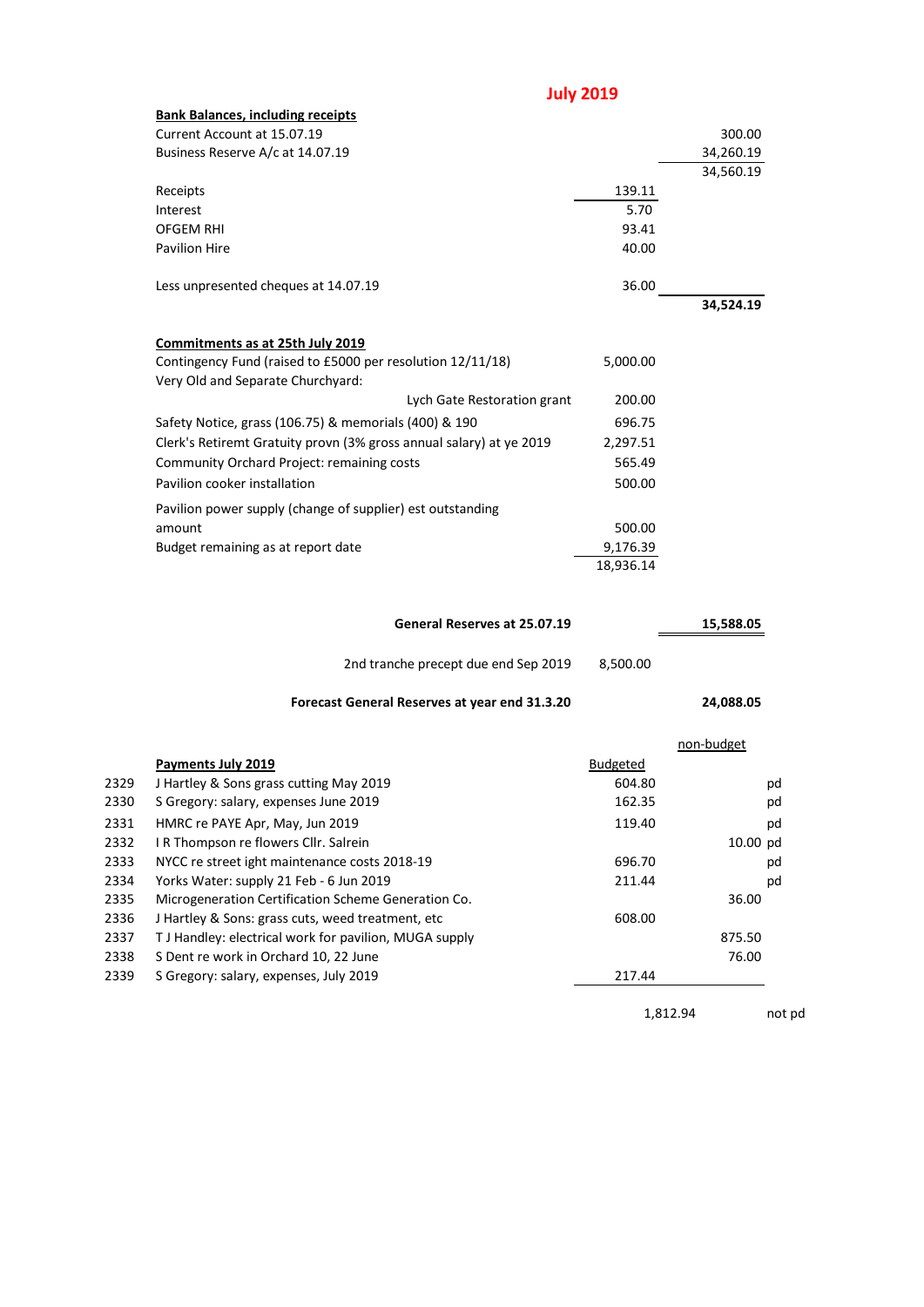# July 2019

**Bank Balances, including receipts**

| | | |
|---|---|---|
| Current Account at 15.07.19 | | 300.00 |
| Business Reserve A/c at 14.07.19 | | 34,260.19 |
| | | 34,560.19 |
| Receipts | 139.11 | |
| Interest | 5.70 | |
| OFGEM RHI | 93.41 | |
| Pavilion Hire | 40.00 | |
| Less unpresented cheques at 14.07.19 | 36.00 | |
| | | **34,524.19** |

**Commitments as at 25th July 2019**

| | | |
|---|---|---|
| Contingency Fund (raised to £5000 per resolution 12/11/18) | 5,000.00 | |
| Very Old and Separate Churchyard: | | |
| Lych Gate Restoration grant | 200.00 | |
| Safety Notice, grass (106.75) & memorials (400) & 190 | 696.75 | |
| Clerk's Retiremt Gratuity provn (3% gross annual salary) at ye 2019 | 2,297.51 | |
| Community Orchard Project: remaining costs | 565.49 | |
| Pavilion cooker installation | 500.00 | |
| Pavilion power supply (change of supplier) est outstanding amount | 500.00 | |
| Budget remaining as at report date | 9,176.39 | |
| | 18,936.14 | |
| **General Reserves at 25.07.19** | | **15,588.05** |
| 2nd tranche precept due end Sep 2019 | 8,500.00 | |
| **Forecast General Reserves at year end 31.3.20** | | **24,088.05** |

| | **Payments July 2019** | Budgeted | non-budget | |
|---|---|---|---|---|
| 2329 | J Hartley & Sons grass cutting May 2019 | 604.80 | | pd |
| 2330 | S Gregory: salary, expenses June 2019 | 162.35 | | pd |
| 2331 | HMRC re PAYE Apr, May, Jun 2019 | 119.40 | | pd |
| 2332 | I R Thompson re flowers Cllr. Salrein | | 10.00 | pd |
| 2333 | NYCC re street ight maintenance costs 2018-19 | 696.70 | | pd |
| 2334 | Yorks Water: supply 21 Feb - 6 Jun 2019 | 211.44 | | pd |
| 2335 | Microgeneration Certification Scheme Generation Co. | | 36.00 | |
| 2336 | J Hartley & Sons: grass cuts, weed treatment, etc | 608.00 | | |
| 2337 | T J Handley: electrical work for pavilion, MUGA supply | | 875.50 | |
| 2338 | S Dent re work in Orchard 10, 22 June | | 76.00 | |
| 2339 | S Gregory: salary, expenses, July 2019 | 217.44 | | |
| | | | 1,812.94 | not pd |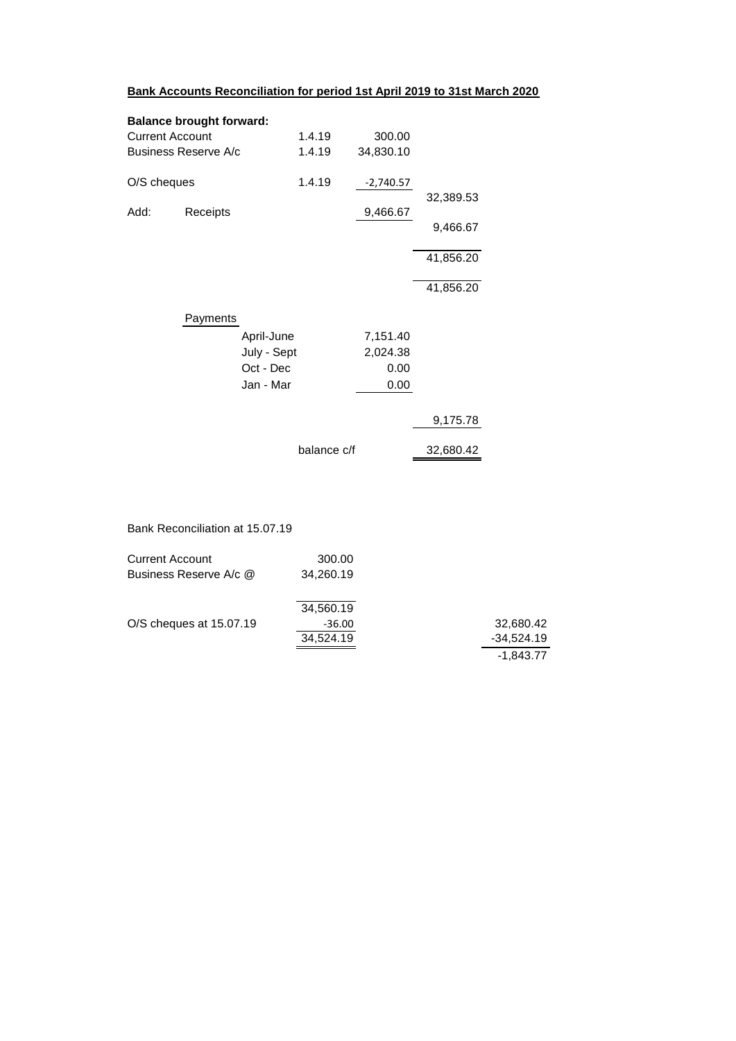**Bank Accounts Reconciliation for period 1st April 2019 to 31st March 2020**

| | | | | |
|---|---|---|---|---|
| **Balance brought forward:** | | | | |
| Current Account | | 1.4.19 | 300.00 | |
| Business Reserve A/c | | 1.4.19 | 34,830.10 | |
| O/S cheques | | 1.4.19 | -2,740.57 | |
| | | | | 32,389.53 |
| Add: | Receipts | | 9,466.67 | |
| | | | | 9,466.67 |
| | | | | 41,856.20 |
| | | | | 41,856.20 |
| | Payments | | | |
| | | April-June | 7,151.40 | |
| | | July - Sept | 2,024.38 | |
| | | Oct - Dec | 0.00 | |
| | | Jan - Mar | 0.00 | |
| | | | | 9,175.78 |
| | | balance c/f | | 32,680.42 |

Bank Reconciliation at 15.07.19

| | | |
|---|---|---|
| Current Account | 300.00 | |
| Business Reserve A/c @ | 34,260.19 | |
| | 34,560.19 | |
| O/S cheques at 15.07.19 | -36.00 | 32,680.42 |
| | 34,524.19 | -34,524.19 |
| | | -1,843.77 |